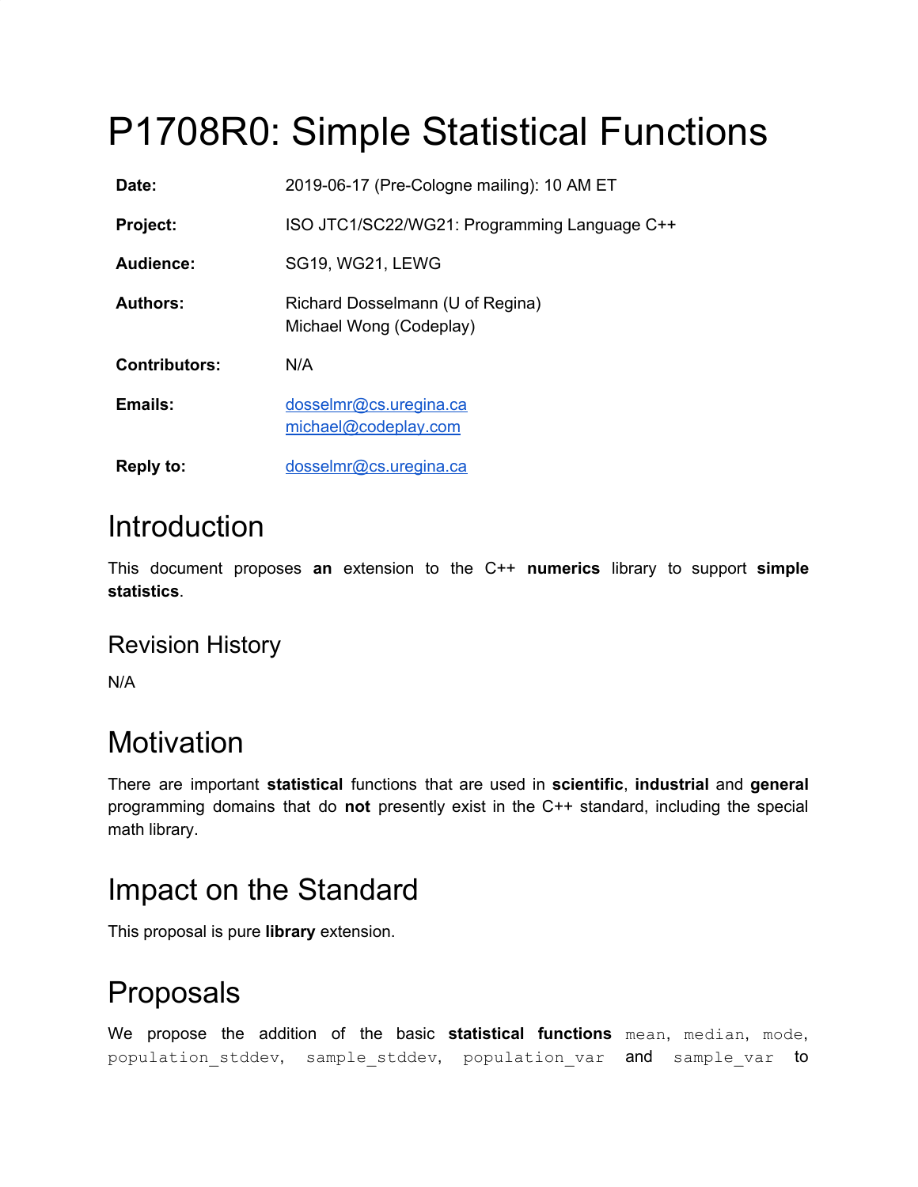# P1708R0: Simple Statistical Functions

| | |
|---|---|
| **Date:** | 2019-06-17 (Pre-Cologne mailing): 10 AM ET |
| **Project:** | ISO JTC1/SC22/WG21: Programming Language C++ |
| **Audience:** | SG19, WG21, LEWG |
| **Authors:** | Richard Dosselmann (U of Regina)<br>Michael Wong (Codeplay) |
| **Contributors:** | N/A |
| **Emails:** | dosselmr@cs.uregina.ca<br>michael@codeplay.com |
| **Reply to:** | dosselmr@cs.uregina.ca |

# Introduction

This document proposes **an** extension to the C++ **numerics** library to support **simple statistics**.

## Revision History

N/A

# Motivation

There are important **statistical** functions that are used in **scientific**, **industrial** and **general** programming domains that do **not** presently exist in the C++ standard, including the special math library.

# Impact on the Standard

This proposal is pure **library** extension.

# Proposals

We propose the addition of the basic **statistical functions** `mean`, `median`, `mode`, `population_stddev`, `sample_stddev`, `population_var` and `sample_var` to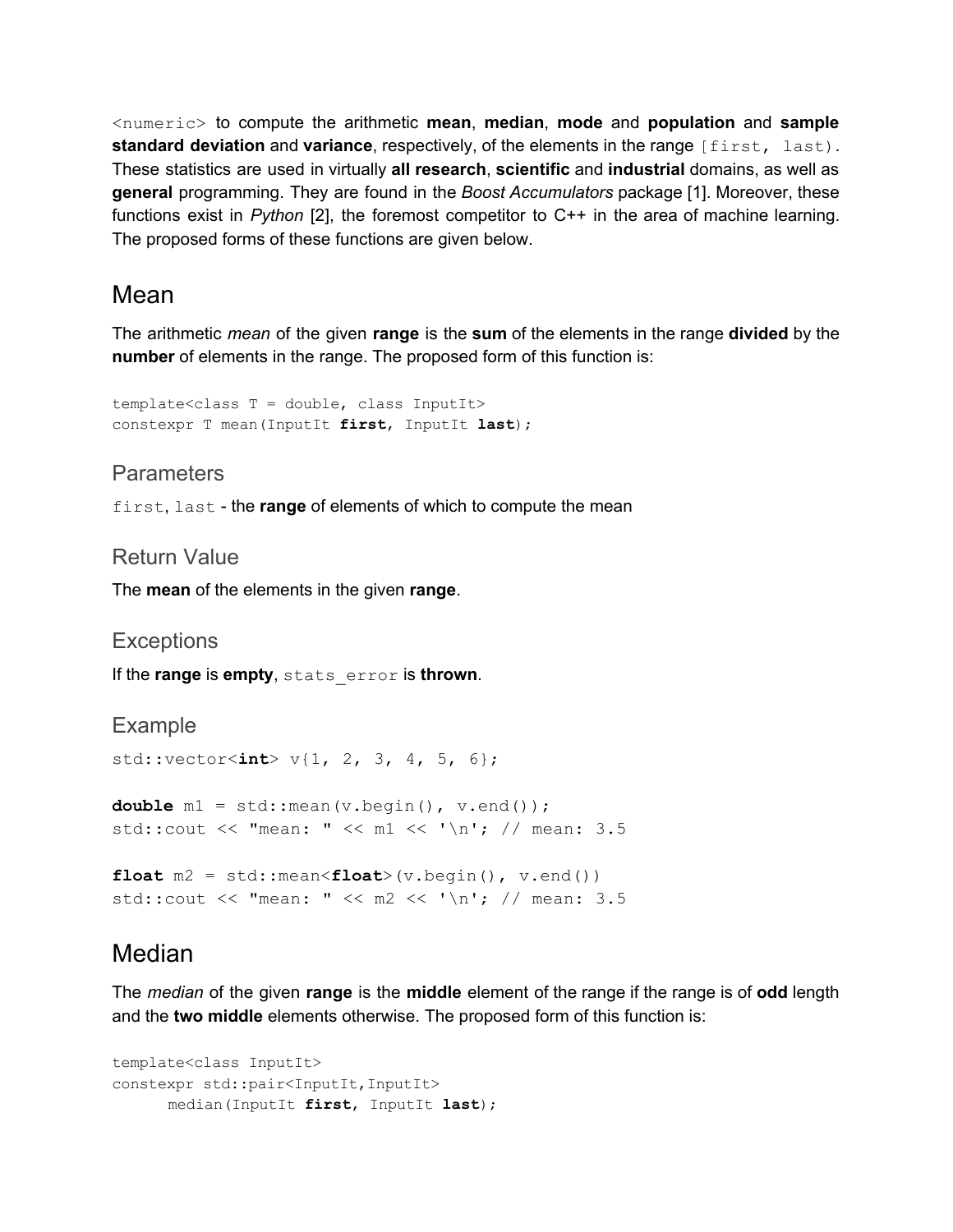`<numeric>` to compute the arithmetic **mean**, **median**, **mode** and **population** and **sample standard deviation** and **variance**, respectively, of the elements in the range `[first, last)`. These statistics are used in virtually **all research**, **scientific** and **industrial** domains, as well as **general** programming. They are found in the *Boost Accumulators* package [1]. Moreover, these functions exist in *Python* [2], the foremost competitor to C++ in the area of machine learning. The proposed forms of these functions are given below.

# Mean

The arithmetic *mean* of the given **range** is the **sum** of the elements in the range **divided** by the **number** of elements in the range. The proposed form of this function is:

```
template<class T = double, class InputIt>
constexpr T mean(InputIt first, InputIt last);
```

## Parameters

`first`, `last` - the **range** of elements of which to compute the mean

## Return Value

The **mean** of the elements in the given **range**.

## Exceptions

If the **range** is **empty**, `stats_error` is **thrown**.

## Example

```
std::vector<int> v{1, 2, 3, 4, 5, 6};

double m1 = std::mean(v.begin(), v.end());
std::cout << "mean: " << m1 << '\n'; // mean: 3.5

float m2 = std::mean<float>(v.begin(), v.end())
std::cout << "mean: " << m2 << '\n'; // mean: 3.5
```

# Median

The *median* of the given **range** is the **middle** element of the range if the range is of **odd** length and the **two middle** elements otherwise. The proposed form of this function is:

```
template<class InputIt>
constexpr std::pair<InputIt,InputIt>
      median(InputIt first, InputIt last);
```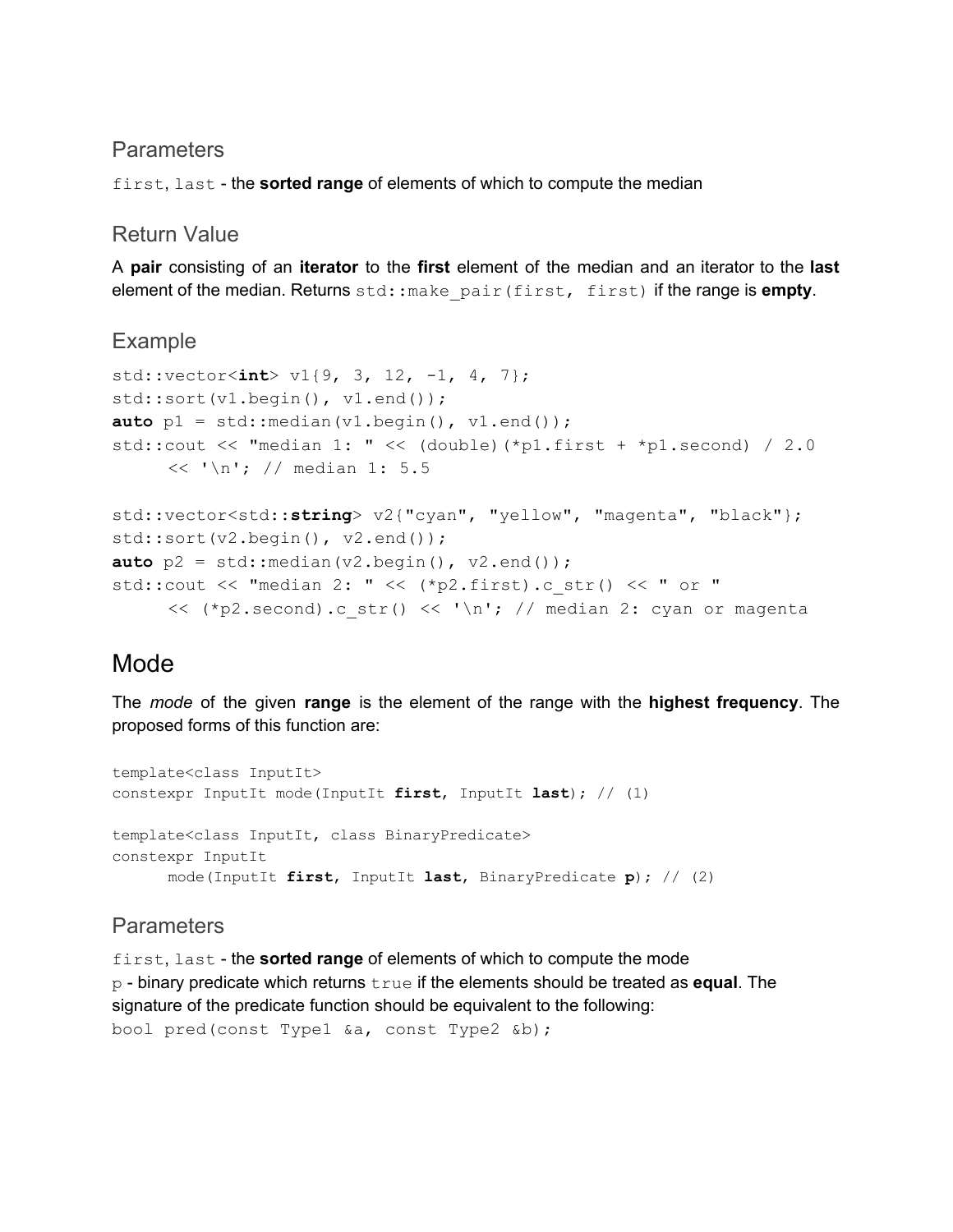### Parameters

`first`, `last` - the **sorted range** of elements of which to compute the median

### Return Value

A **pair** consisting of an **iterator** to the **first** element of the median and an iterator to the **last** element of the median. Returns `std::make_pair(first, first)` if the range is **empty**.

### Example

```
std::vector<int> v1{9, 3, 12, -1, 4, 7};
std::sort(v1.begin(), v1.end());
auto p1 = std::median(v1.begin(), v1.end());
std::cout << "median 1: " << (double)(*p1.first + *p1.second) / 2.0
      << '\n'; // median 1: 5.5

std::vector<std::string> v2{"cyan", "yellow", "magenta", "black"};
std::sort(v2.begin(), v2.end());
auto p2 = std::median(v2.begin(), v2.end());
std::cout << "median 2: " << (*p2.first).c_str() << " or "
      << (*p2.second).c_str() << '\n'; // median 2: cyan or magenta
```

## Mode

The *mode* of the given **range** is the element of the range with the **highest frequency**. The proposed forms of this function are:

```
template<class InputIt>
constexpr InputIt mode(InputIt first, InputIt last); // (1)

template<class InputIt, class BinaryPredicate>
constexpr InputIt
      mode(InputIt first, InputIt last, BinaryPredicate p); // (2)
```

### Parameters

`first`, `last` - the **sorted range** of elements of which to compute the mode
`p` - binary predicate which returns `true` if the elements should be treated as **equal**. The signature of the predicate function should be equivalent to the following:
`bool pred(const Type1 &a, const Type2 &b);`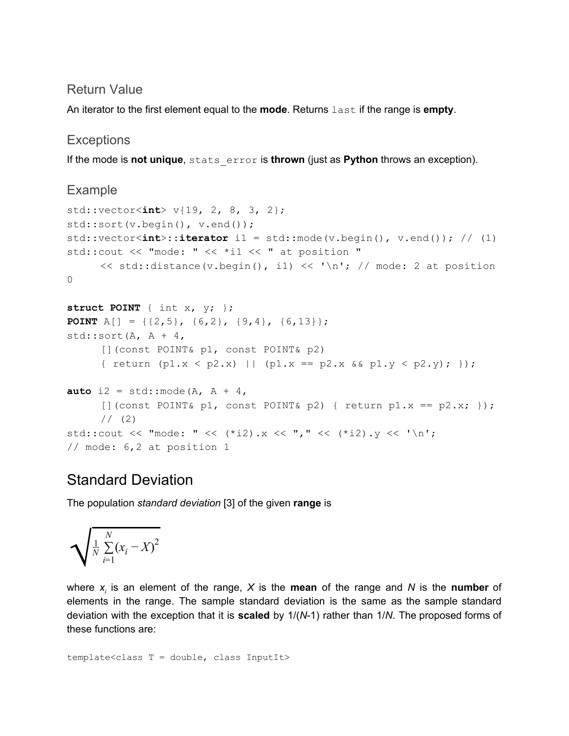### Return Value

An iterator to the first element equal to the **mode**. Returns `last` if the range is **empty**.

### Exceptions

If the mode is **not unique**, `stats_error` is **thrown** (just as **Python** throws an exception).

### Example

```
std::vector<int> v{19, 2, 8, 3, 2};
std::sort(v.begin(), v.end());
std::vector<int>::iterator i1 = std::mode(v.begin(), v.end()); // (1)
std::cout << "mode: " << *i1 << " at position "
      << std::distance(v.begin(), i1) << '\n'; // mode: 2 at position
0

struct POINT { int x, y; };
POINT A[] = {{2,5}, {6,2}, {9,4}, {6,13}};
std::sort(A, A + 4,
      [](const POINT& p1, const POINT& p2)
      { return (p1.x < p2.x) || (p1.x == p2.x && p1.y < p2.y); });

auto i2 = std::mode(A, A + 4,
      [](const POINT& p1, const POINT& p2) { return p1.x == p2.x; });
      // (2)
std::cout << "mode: " << (*i2).x << "," << (*i2).y << '\n';
// mode: 6,2 at position 1
```

## Standard Deviation

The population *standard deviation* [3] of the given **range** is

$$\sqrt{\frac{1}{N}\sum_{i=1}^{N}(x_i - X)^2}$$

where $x_i$ is an element of the range, $X$ is the **mean** of the range and $N$ is the **number** of elements in the range. The sample standard deviation is the same as the sample standard deviation with the exception that it is **scaled** by $1/(N-1)$ rather than $1/N$. The proposed forms of these functions are:

```
template<class T = double, class InputIt>
```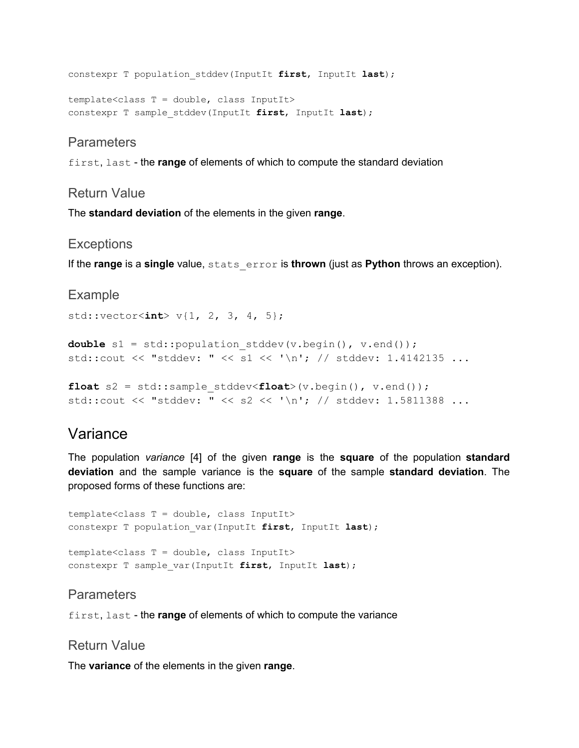```
constexpr T population_stddev(InputIt first, InputIt last);

template<class T = double, class InputIt>
constexpr T sample_stddev(InputIt first, InputIt last);
```

### Parameters

`first`, `last` - the **range** of elements of which to compute the standard deviation

### Return Value

The **standard deviation** of the elements in the given **range**.

### Exceptions

If the **range** is a **single** value, `stats_error` is **thrown** (just as **Python** throws an exception).

### Example

```
std::vector<int> v{1, 2, 3, 4, 5};

double s1 = std::population_stddev(v.begin(), v.end());
std::cout << "stddev: " << s1 << '\n'; // stddev: 1.4142135 ...

float s2 = std::sample_stddev<float>(v.begin(), v.end());
std::cout << "stddev: " << s2 << '\n'; // stddev: 1.5811388 ...
```

## Variance

The population *variance* [4] of the given **range** is the **square** of the population **standard deviation** and the sample variance is the **square** of the sample **standard deviation**. The proposed forms of these functions are:

```
template<class T = double, class InputIt>
constexpr T population_var(InputIt first, InputIt last);

template<class T = double, class InputIt>
constexpr T sample_var(InputIt first, InputIt last);
```

### Parameters

`first`, `last` - the **range** of elements of which to compute the variance

### Return Value

The **variance** of the elements in the given **range**.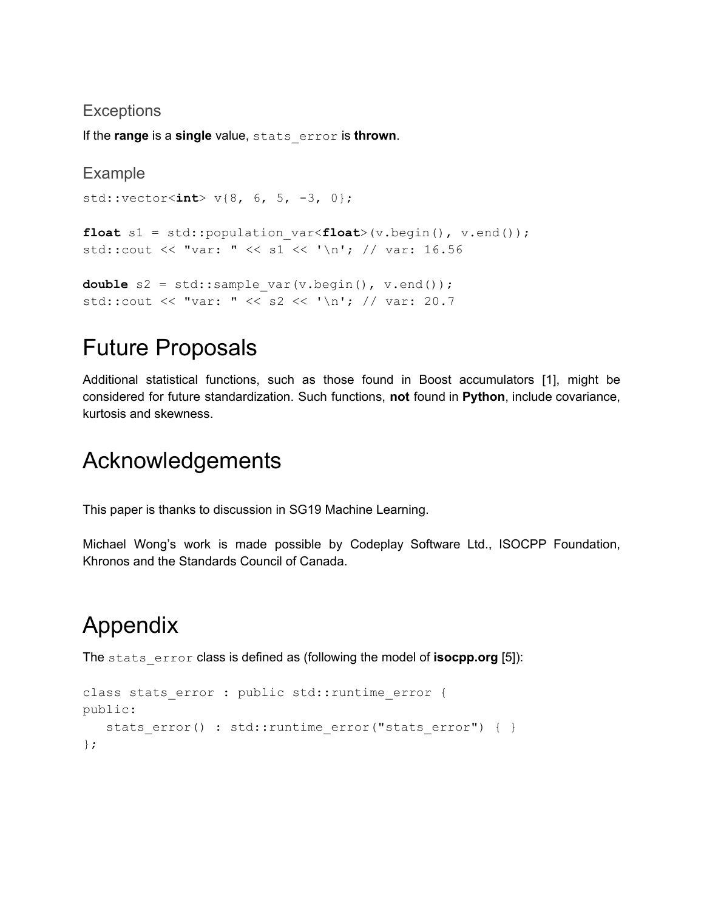### Exceptions

If the **range** is a **single** value, `stats_error` is **thrown**.

### Example

```
std::vector<int> v{8, 6, 5, -3, 0};

float s1 = std::population_var<float>(v.begin(), v.end());
std::cout << "var: " << s1 << '\n'; // var: 16.56

double s2 = std::sample_var(v.begin(), v.end());
std::cout << "var: " << s2 << '\n'; // var: 20.7
```

# Future Proposals

Additional statistical functions, such as those found in Boost accumulators [1], might be considered for future standardization. Such functions, **not** found in **Python**, include covariance, kurtosis and skewness.

# Acknowledgements

This paper is thanks to discussion in SG19 Machine Learning.

Michael Wong's work is made possible by Codeplay Software Ltd., ISOCPP Foundation, Khronos and the Standards Council of Canada.

# Appendix

The `stats_error` class is defined as (following the model of **isocpp.org** [5]):

```
class stats_error : public std::runtime_error {
public:
   stats_error() : std::runtime_error("stats_error") { }
};
```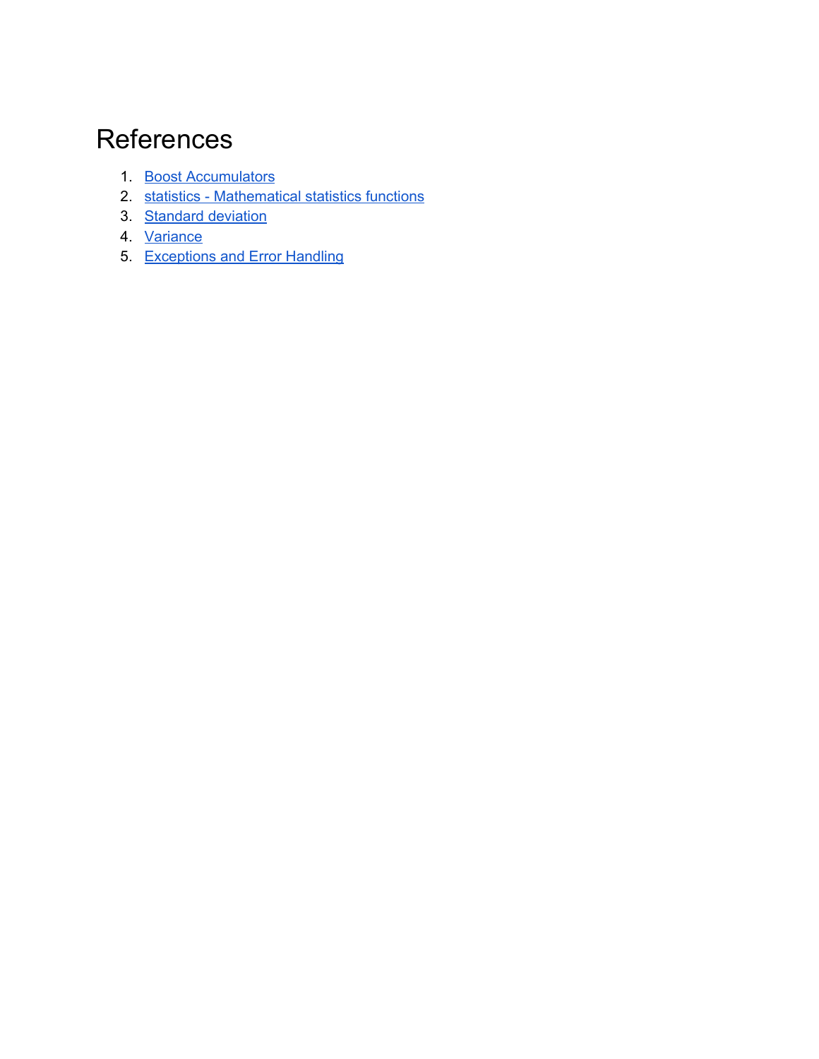# References

1. Boost Accumulators
2. statistics - Mathematical statistics functions
3. Standard deviation
4. Variance
5. Exceptions and Error Handling